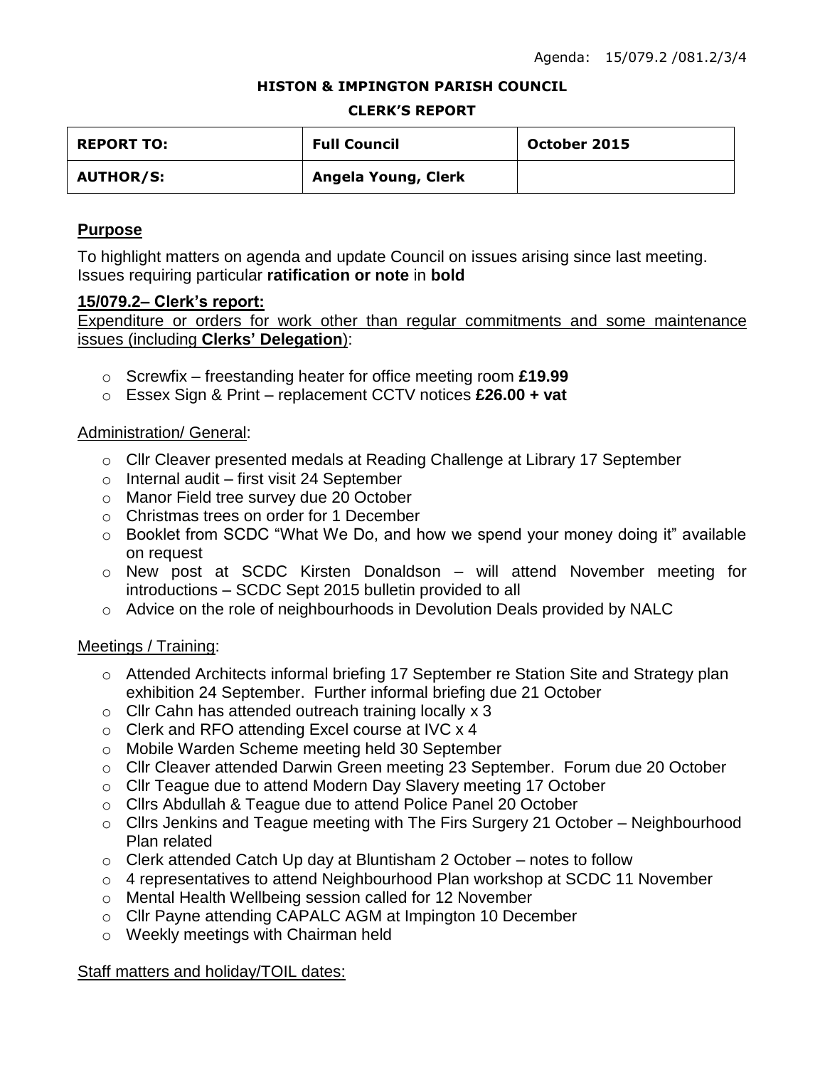Agenda: 15/079.2 /081.2/3/4

**HISTON & IMPINGTON PARISH COUNCIL**

**CLERK'S REPORT**

| REPORT TO: | Full Council | October 2015 |
|---|---|---|
| AUTHOR/S: | Angela Young, Clerk | |

## Purpose

To highlight matters on agenda and update Council on issues arising since last meeting. Issues requiring particular **ratification or note** in **bold**

### 15/079.2– Clerk's report:

Expenditure or orders for work other than regular commitments and some maintenance issues (including **Clerks' Delegation**):

- Screwfix – freestanding heater for office meeting room **£19.99**
- Essex Sign & Print – replacement CCTV notices **£26.00 + vat**

Administration/ General:

- Cllr Cleaver presented medals at Reading Challenge at Library 17 September
- Internal audit – first visit 24 September
- Manor Field tree survey due 20 October
- Christmas trees on order for 1 December
- Booklet from SCDC "What We Do, and how we spend your money doing it" available on request
- New post at SCDC Kirsten Donaldson – will attend November meeting for introductions – SCDC Sept 2015 bulletin provided to all
- Advice on the role of neighbourhoods in Devolution Deals provided by NALC

Meetings / Training:

- Attended Architects informal briefing 17 September re Station Site and Strategy plan exhibition 24 September. Further informal briefing due 21 October
- Cllr Cahn has attended outreach training locally x 3
- Clerk and RFO attending Excel course at IVC x 4
- Mobile Warden Scheme meeting held 30 September
- Cllr Cleaver attended Darwin Green meeting 23 September. Forum due 20 October
- Cllr Teague due to attend Modern Day Slavery meeting 17 October
- Cllrs Abdullah & Teague due to attend Police Panel 20 October
- Cllrs Jenkins and Teague meeting with The Firs Surgery 21 October – Neighbourhood Plan related
- Clerk attended Catch Up day at Bluntisham 2 October – notes to follow
- 4 representatives to attend Neighbourhood Plan workshop at SCDC 11 November
- Mental Health Wellbeing session called for 12 November
- Cllr Payne attending CAPALC AGM at Impington 10 December
- Weekly meetings with Chairman held

Staff matters and holiday/TOIL dates: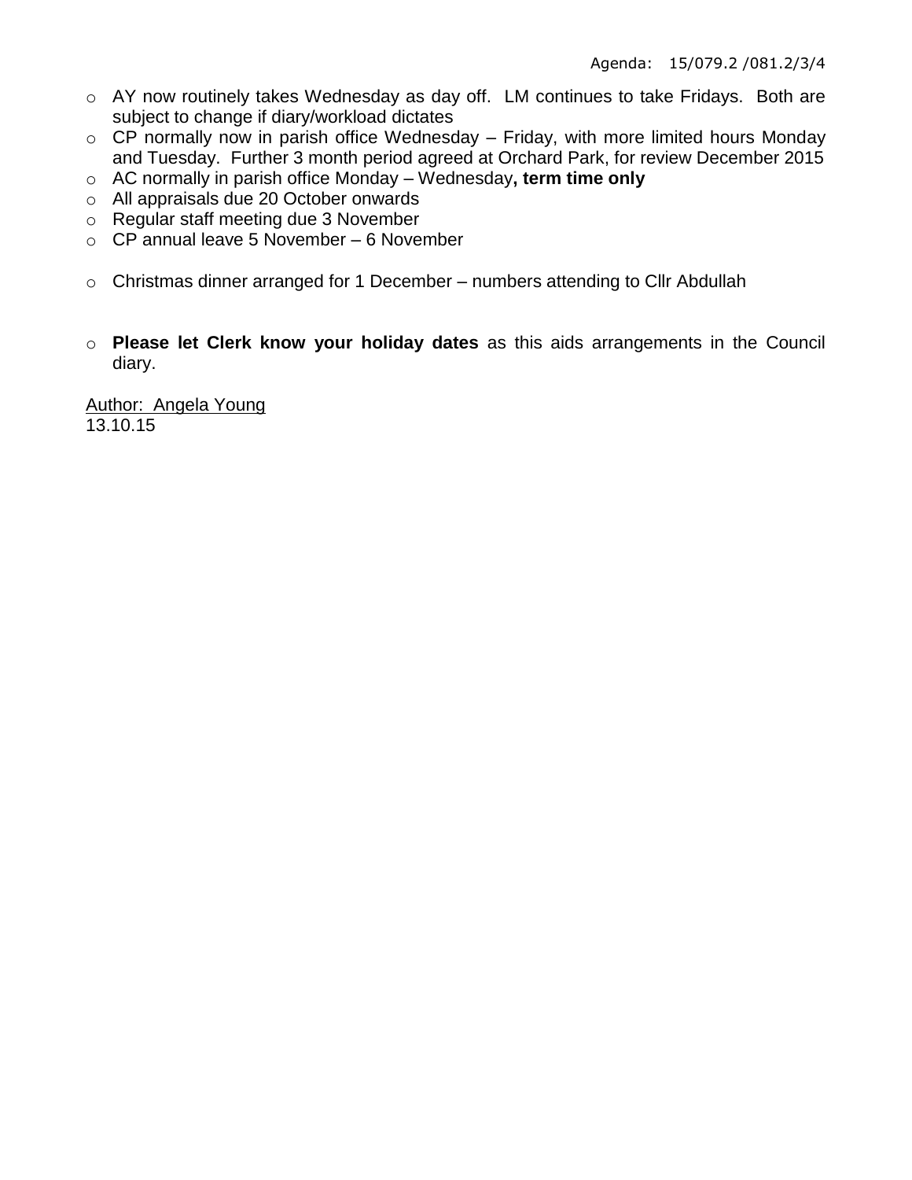- AY now routinely takes Wednesday as day off. LM continues to take Fridays. Both are subject to change if diary/workload dictates
- CP normally now in parish office Wednesday – Friday, with more limited hours Monday and Tuesday. Further 3 month period agreed at Orchard Park, for review December 2015
- AC normally in parish office Monday – Wednesday**, term time only**
- All appraisals due 20 October onwards
- Regular staff meeting due 3 November
- CP annual leave 5 November – 6 November

- Christmas dinner arranged for 1 December – numbers attending to Cllr Abdullah

- **Please let Clerk know your holiday dates** as this aids arrangements in the Council diary.

<u>Author: Angela Young</u>
13.10.15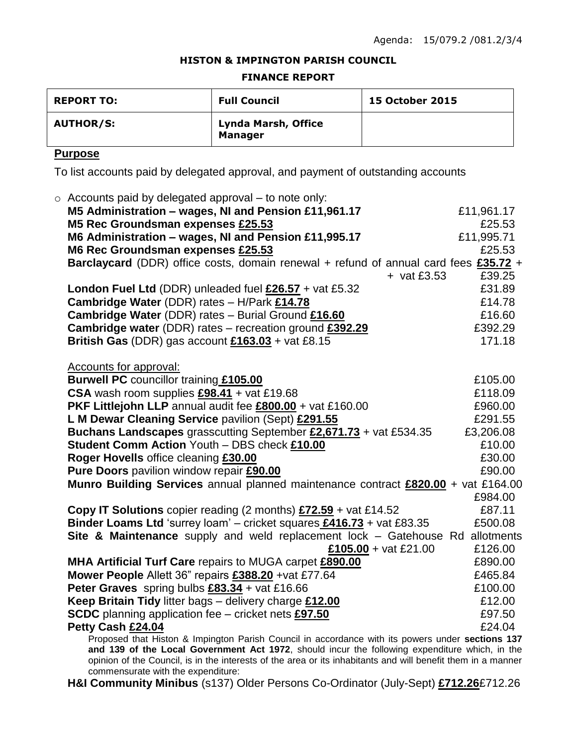Agenda: 15/079.2 /081.2/3/4

**HISTON & IMPINGTON PARISH COUNCIL**

**FINANCE REPORT**

| **REPORT TO:** | **Full Council** | **15 October 2015** |
|---|---|---|
| **AUTHOR/S:** | **Lynda Marsh, Office Manager** | |

## Purpose

To list accounts paid by delegated approval, and payment of outstanding accounts

- Accounts paid by delegated approval – to note only:

| | |
|---|---|
| **M5 Administration – wages, NI and Pension £11,961.17** | £11,961.17 |
| **M5 Rec Groundsman expenses £25.53** | £25.53 |
| **M6 Administration – wages, NI and Pension £11,995.17** | £11,995.71 |
| **M6 Rec Groundsman expenses £25.53** | £25.53 |
| **Barclaycard** (DDR) office costs, domain renewal + refund of annual card fees **£35.72** + + vat £3.53 | £39.25 |
| **London Fuel Ltd** (DDR) unleaded fuel **£26.57** + vat £5.32 | £31.89 |
| **Cambridge Water** (DDR) rates – H/Park **£14.78** | £14.78 |
| **Cambridge Water** (DDR) rates – Burial Ground **£16.60** | £16.60 |
| **Cambridge water** (DDR) rates – recreation ground **£392.29** | £392.29 |
| **British Gas** (DDR) gas account **£163.03** + vat £8.15 | 171.18 |

Accounts for approval:

| | |
|---|---|
| **Burwell PC** councillor training **£105.00** | £105.00 |
| **CSA** wash room supplies **£98.41** + vat £19.68 | £118.09 |
| **PKF Littlejohn LLP** annual audit fee **£800.00** + vat £160.00 | £960.00 |
| **L M Dewar Cleaning Service** pavilion (Sept) **£291.55** | £291.55 |
| **Buchans Landscapes** grasscutting September **£2,671.73** + vat £534.35 | £3,206.08 |
| **Student Comm Action** Youth – DBS check **£10.00** | £10.00 |
| **Roger Hovells** office cleaning **£30.00** | £30.00 |
| **Pure Doors** pavilion window repair **£90.00** | £90.00 |
| **Munro Building Services** annual planned maintenance contract **£820.00** + vat £164.00 | £984.00 |
| **Copy IT Solutions** copier reading (2 months) **£72.59** + vat £14.52 | £87.11 |
| **Binder Loams Ltd** 'surrey loam' – cricket squares **£416.73** + vat £83.35 | £500.08 |
| **Site & Maintenance** supply and weld replacement lock – Gatehouse Rd allotments **£105.00** + vat £21.00 | £126.00 |
| **MHA Artificial Turf Care** repairs to MUGA carpet **£890.00** | £890.00 |
| **Mower People** Allett 36" repairs **£388.20** +vat £77.64 | £465.84 |
| **Peter Graves** spring bulbs **£83.34** + vat £16.66 | £100.00 |
| **Keep Britain Tidy** litter bags – delivery charge **£12.00** | £12.00 |
| **SCDC** planning application fee – cricket nets **£97.50** | £97.50 |
| **Petty Cash £24.04** | £24.04 |

Proposed that Histon & Impington Parish Council in accordance with its powers under **sections 137 and 139 of the Local Government Act 1972**, should incur the following expenditure which, in the opinion of the Council, is in the interests of the area or its inhabitants and will benefit them in a manner commensurate with the expenditure:

| | |
|---|---|
| **H&I Community Minibus** (s137) Older Persons Co-Ordinator (July-Sept) **£712.26** | £712.26 |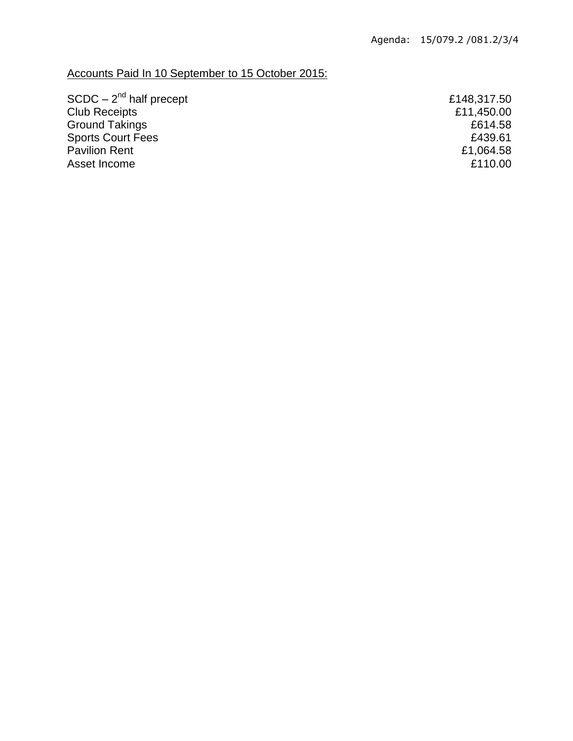Agenda: 15/079.2 /081.2/3/4

<u>Accounts Paid In 10 September to 15 October 2015:</u>

| | |
|---|---|
| SCDC – 2nd half precept | £148,317.50 |
| Club Receipts | £11,450.00 |
| Ground Takings | £614.58 |
| Sports Court Fees | £439.61 |
| Pavilion Rent | £1,064.58 |
| Asset Income | £110.00 |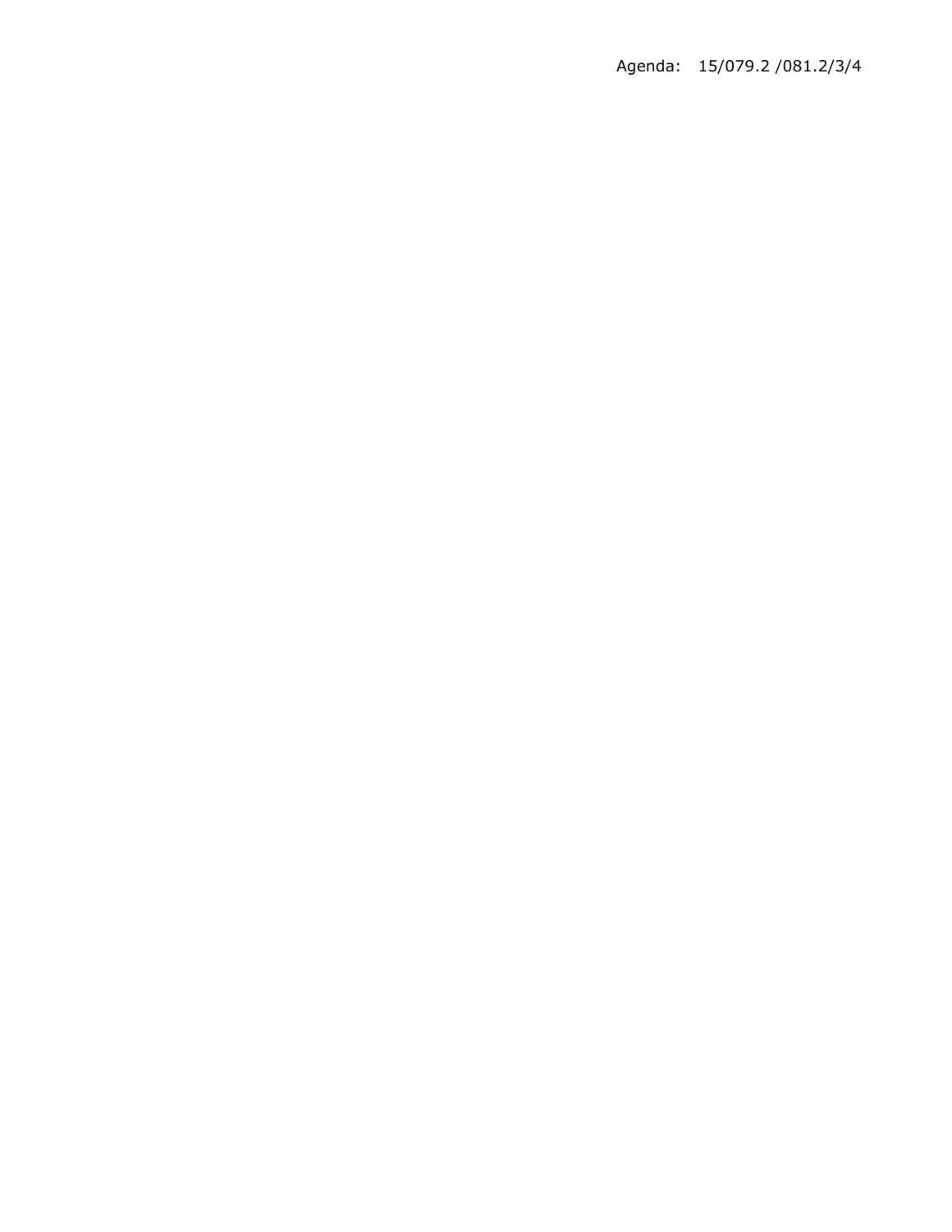Agenda: 15/079.2 /081.2/3/4